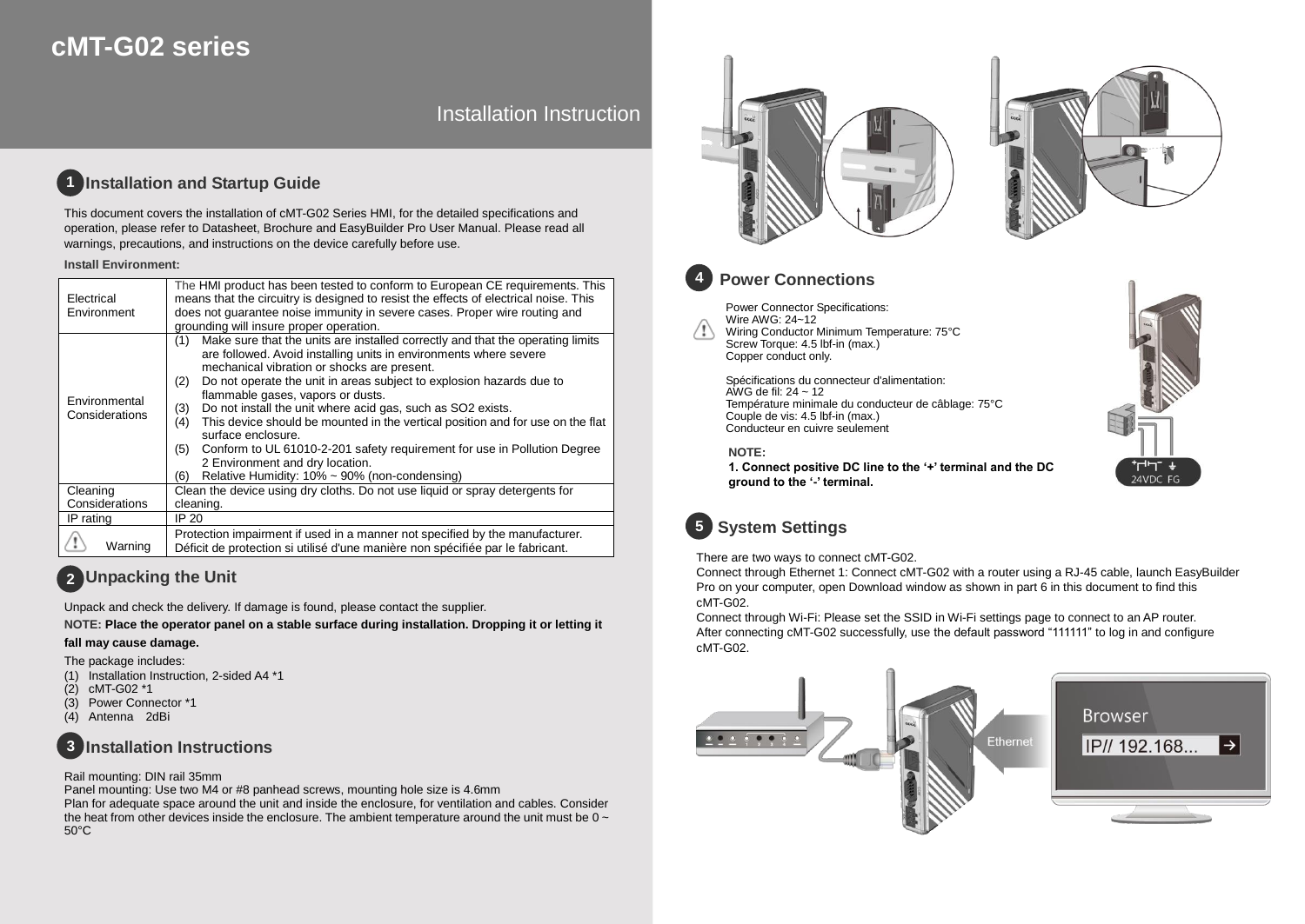# cMT-G02 series

Installation Instruction

## 1 Installation and Startup Guide

This document covers the installation of cMT-G02 Series HMI, for the detailed specifications and operation, please refer to Datasheet, Brochure and EasyBuilder Pro User Manual. Please read all warnings, precautions, and instructions on the device carefully before use.

**Install Environment:**

| | |
|---|---|
| Electrical Environment | The HMI product has been tested to conform to European CE requirements. This means that the circuitry is designed to resist the effects of electrical noise. This does not guarantee noise immunity in severe cases. Proper wire routing and grounding will insure proper operation. |
| Environmental Considerations | (1) Make sure that the units are installed correctly and that the operating limits are followed. Avoid installing units in environments where severe mechanical vibration or shocks are present.<br>(2) Do not operate the unit in areas subject to explosion hazards due to flammable gases, vapors or dusts.<br>(3) Do not install the unit where acid gas, such as SO2 exists.<br>(4) This device should be mounted in the vertical position and for use on the flat surface enclosure.<br>(5) Conform to UL 61010-2-201 safety requirement for use in Pollution Degree 2 Environment and dry location.<br>(6) Relative Humidity: 10% ~ 90% (non-condensing) |
| Cleaning Considerations | Clean the device using dry cloths. Do not use liquid or spray detergents for cleaning. |
| IP rating | IP 20 |
| Warning | Protection impairment if used in a manner not specified by the manufacturer.<br>Déficit de protection si utilisé d'une manière non spécifiée par le fabricant. |

## 2 Unpacking the Unit

Unpack and check the delivery. If damage is found, please contact the supplier.

**NOTE: Place the operator panel on a stable surface during installation. Dropping it or letting it fall may cause damage.**

The package includes:

(1) Installation Instruction, 2-sided A4 *1
(2) cMT-G02 *1
(3) Power Connector *1
(4) Antenna 2dBi

## 3 Installation Instructions

Rail mounting: DIN rail 35mm
Panel mounting: Use two M4 or #8 panhead screws, mounting hole size is 4.6mm
Plan for adequate space around the unit and inside the enclosure, for ventilation and cables. Consider the heat from other devices inside the enclosure. The ambient temperature around the unit must be 0 ~ 50°C

## 4 Power Connections

Power Connector Specifications:
Wire AWG: 24~12
Wiring Conductor Minimum Temperature: 75°C
Screw Torque: 4.5 lbf-in (max.)
Copper conduct only.

Spécifications du connecteur d'alimentation:
AWG de fil: 24 ~ 12
Température minimale du conducteur de câblage: 75°C
Couple de vis: 4.5 lbf-in (max.)
Conducteur en cuivre seulement

**NOTE:**
**1. Connect positive DC line to the '+' terminal and the DC ground to the '-' terminal.**

24VDC FG

## 5 System Settings

There are two ways to connect cMT-G02.
Connect through Ethernet 1: Connect cMT-G02 with a router using a RJ-45 cable, launch EasyBuilder Pro on your computer, open Download window as shown in part 6 in this document to find this cMT-G02.
Connect through Wi-Fi: Please set the SSID in Wi-Fi settings page to connect to an AP router.
After connecting cMT-G02 successfully, use the default password "111111" to log in and configure cMT-G02.

Ethernet

Browser

IP// 192.168...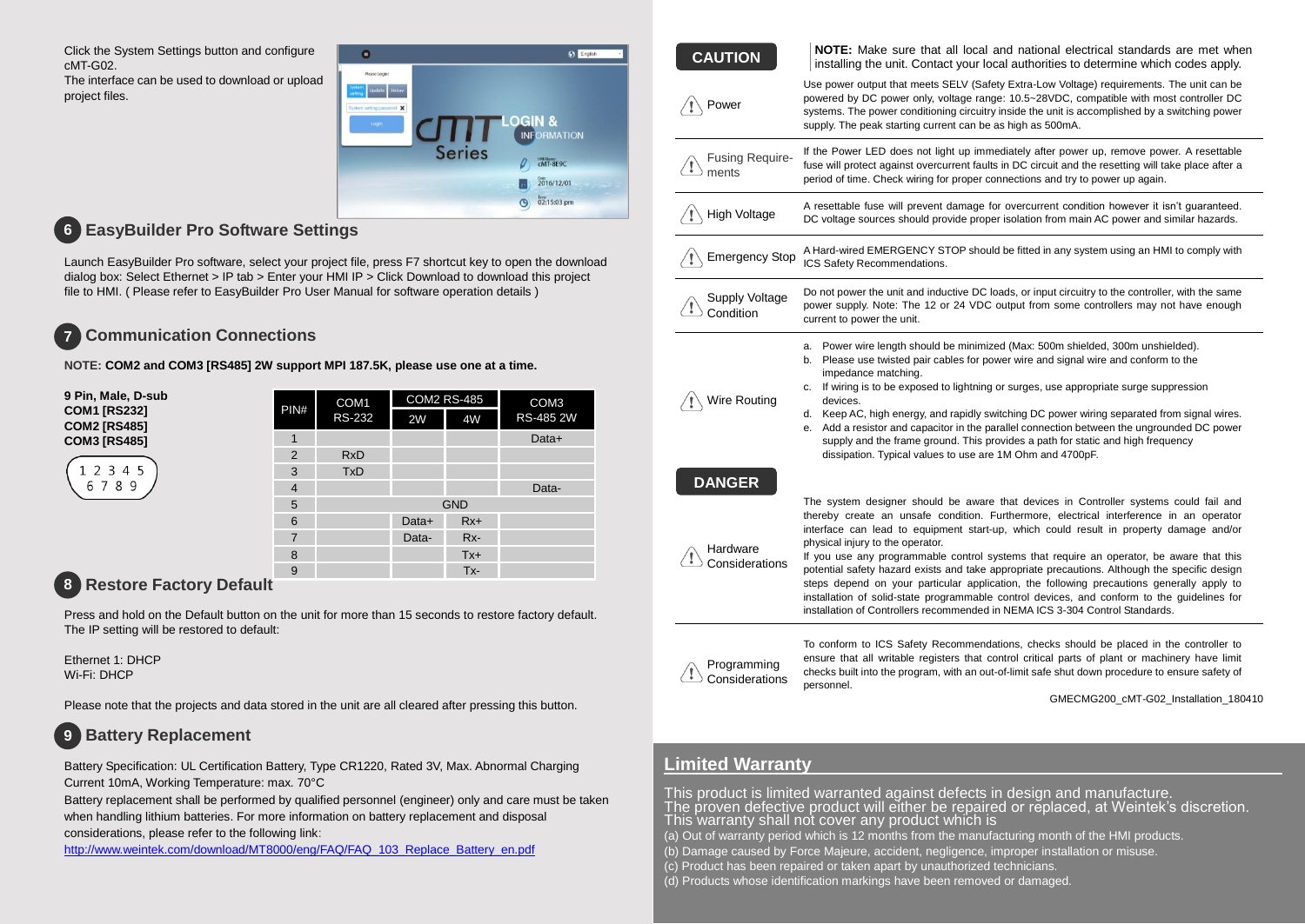Click the System Settings button and configure cMT-G02.
The interface can be used to download or upload project files.

## 6 EasyBuilder Pro Software Settings

Launch EasyBuilder Pro software, select your project file, press F7 shortcut key to open the download dialog box: Select Ethernet > IP tab > Enter your HMI IP > Click Download to download this project file to HMI. ( Please refer to EasyBuilder Pro User Manual for software operation details )

## 7 Communication Connections

**NOTE: COM2 and COM3 [RS485] 2W support MPI 187.5K, please use one at a time.**

**9 Pin, Male, D-sub**
**COM1 [RS232]**
**COM2 [RS485]**
**COM3 [RS485]**

1 2 3 4 5
6 7 8 9

| PIN# | COM1 RS-232 | COM2 RS-485 2W | COM2 RS-485 4W | COM3 RS-485 2W |
|---|---|---|---|---|
| 1 | | | | Data+ |
| 2 | RxD | | | |
| 3 | TxD | | | |
| 4 | | | | Data- |
| 5 | GND | GND | GND | GND |
| 6 | | Data+ | Rx+ | |
| 7 | | Data- | Rx- | |
| 8 | | | Tx+ | |
| 9 | | | Tx- | |

## 8 Restore Factory Default

Press and hold on the Default button on the unit for more than 15 seconds to restore factory default. The IP setting will be restored to default:

Ethernet 1: DHCP
Wi-Fi: DHCP

Please note that the projects and data stored in the unit are all cleared after pressing this button.

## 9 Battery Replacement

Battery Specification: UL Certification Battery, Type CR1220, Rated 3V, Max. Abnormal Charging Current 10mA, Working Temperature: max. 70°C
Battery replacement shall be performed by qualified personnel (engineer) only and care must be taken when handling lithium batteries. For more information on battery replacement and disposal considerations, please refer to the following link:
http://www.weintek.com/download/MT8000/eng/FAQ/FAQ_103_Replace_Battery_en.pdf

## CAUTION

**NOTE:** Make sure that all local and national electrical standards are met when installing the unit. Contact your local authorities to determine which codes apply.

| | |
|---|---|
| Power | Use power output that meets SELV (Safety Extra-Low Voltage) requirements. The unit can be powered by DC power only, voltage range: 10.5~28VDC, compatible with most controller DC systems. The power conditioning circuitry inside the unit is accomplished by a switching power supply. The peak starting current can be as high as 500mA. |
| Fusing Requirements | If the Power LED does not light up immediately after power up, remove power. A resettable fuse will protect against overcurrent faults in DC circuit and the resetting will take place after a period of time. Check wiring for proper connections and try to power up again. |
| High Voltage | A resettable fuse will prevent damage for overcurrent condition however it isn't guaranteed. DC voltage sources should provide proper isolation from main AC power and similar hazards. |
| Emergency Stop | A Hard-wired EMERGENCY STOP should be fitted in any system using an HMI to comply with ICS Safety Recommendations. |
| Supply Voltage Condition | Do not power the unit and inductive DC loads, or input circuitry to the controller, with the same power supply. Note: The 12 or 24 VDC output from some controllers may not have enough current to power the unit. |
| Wire Routing | a. Power wire length should be minimized (Max: 500m shielded, 300m unshielded).<br>b. Please use twisted pair cables for power wire and signal wire and conform to the impedance matching.<br>c. If wiring is to be exposed to lightning or surges, use appropriate surge suppression devices.<br>d. Keep AC, high energy, and rapidly switching DC power wiring separated from signal wires.<br>e. Add a resistor and capacitor in the parallel connection between the ungrounded DC power supply and the frame ground. This provides a path for static and high frequency dissipation. Typical values to use are 1M Ohm and 4700pF. |

## DANGER

| | |
|---|---|
| Hardware Considerations | The system designer should be aware that devices in Controller systems could fail and thereby create an unsafe condition. Furthermore, electrical interference in an operator interface can lead to equipment start-up, which could result in property damage and/or physical injury to the operator.<br>If you use any programmable control systems that require an operator, be aware that this potential safety hazard exists and take appropriate precautions. Although the specific design steps depend on your particular application, the following precautions generally apply to installation of solid-state programmable control devices, and conform to the guidelines for installation of Controllers recommended in NEMA ICS 3-304 Control Standards. |
| Programming Considerations | To conform to ICS Safety Recommendations, checks should be placed in the controller to ensure that all writable registers that control critical parts of plant or machinery have limit checks built into the program, with an out-of-limit safe shut down procedure to ensure safety of personnel. |

GMECMG200_cMT-G02_Installation_180410

## Limited Warranty

This product is limited warranted against defects in design and manufacture.
The proven defective product will either be repaired or replaced, at Weintek's discretion.
This warranty shall not cover any product which is
(a) Out of warranty period which is 12 months from the manufacturing month of the HMI products.
(b) Damage caused by Force Majeure, accident, negligence, improper installation or misuse.
(c) Product has been repaired or taken apart by unauthorized technicians.
(d) Products whose identification markings have been removed or damaged.